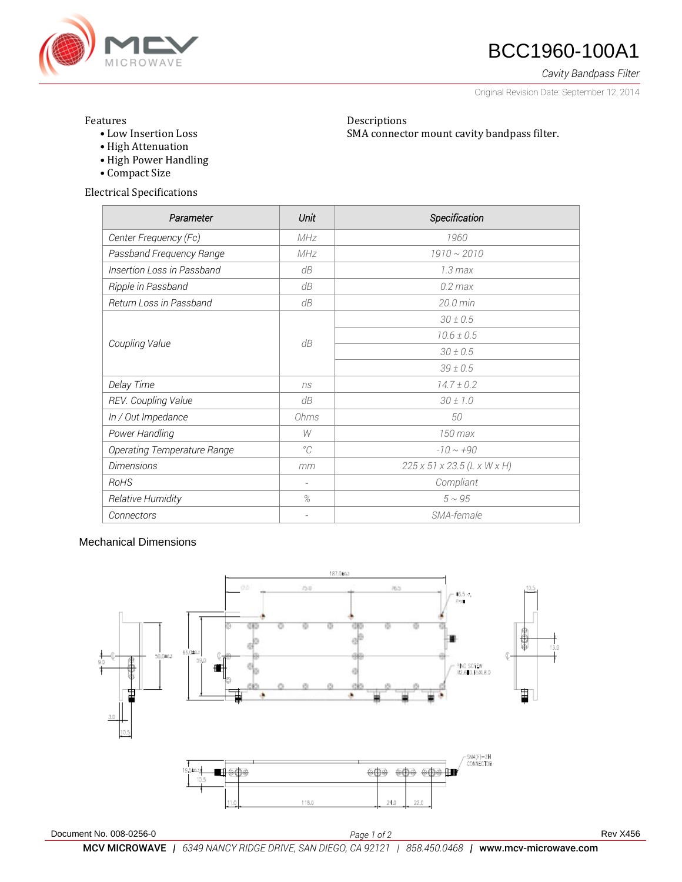# BCC1960-100A1

*Cavity Bandpass Filter*

Original Revision Date: September 12, 2014

Features
- Low Insertion Loss
- High Attenuation
- High Power Handling
- Compact Size

Descriptions

SMA connector mount cavity bandpass filter.

Electrical Specifications

| Parameter | Unit | Specification |
|---|---|---|
| Center Frequency (Fc) | MHz | 1960 |
| Passband Frequency Range | MHz | 1910 ~ 2010 |
| Insertion Loss in Passband | dB | 1.3 max |
| Ripple in Passband | dB | 0.2 max |
| Return Loss in Passband | dB | 20.0 min |
| Coupling Value | dB | 30 ± 0.5 |
| | | 10.6 ± 0.5 |
| | | 30 ± 0.5 |
| | | 39 ± 0.5 |
| Delay Time | ns | 14.7 ± 0.2 |
| REV. Coupling Value | dB | 30 ± 1.0 |
| In / Out Impedance | Ohms | 50 |
| Power Handling | W | 150 max |
| Operating Temperature Range | °C | -10 ~ +90 |
| Dimensions | mm | 225 x 51 x 23.5 (L x W x H) |
| RoHS | - | Compliant |
| Relative Humidity | % | 5 ~ 95 |
| Connectors | - | SMA-female |

Mechanical Dimensions

Document No. 008-0256-0

Rev X456

**MCV MICROWAVE** | *6349 NANCY RIDGE DRIVE, SAN DIEGO, CA 92121* | *858.450.0468* | **www.mcv-microwave.com**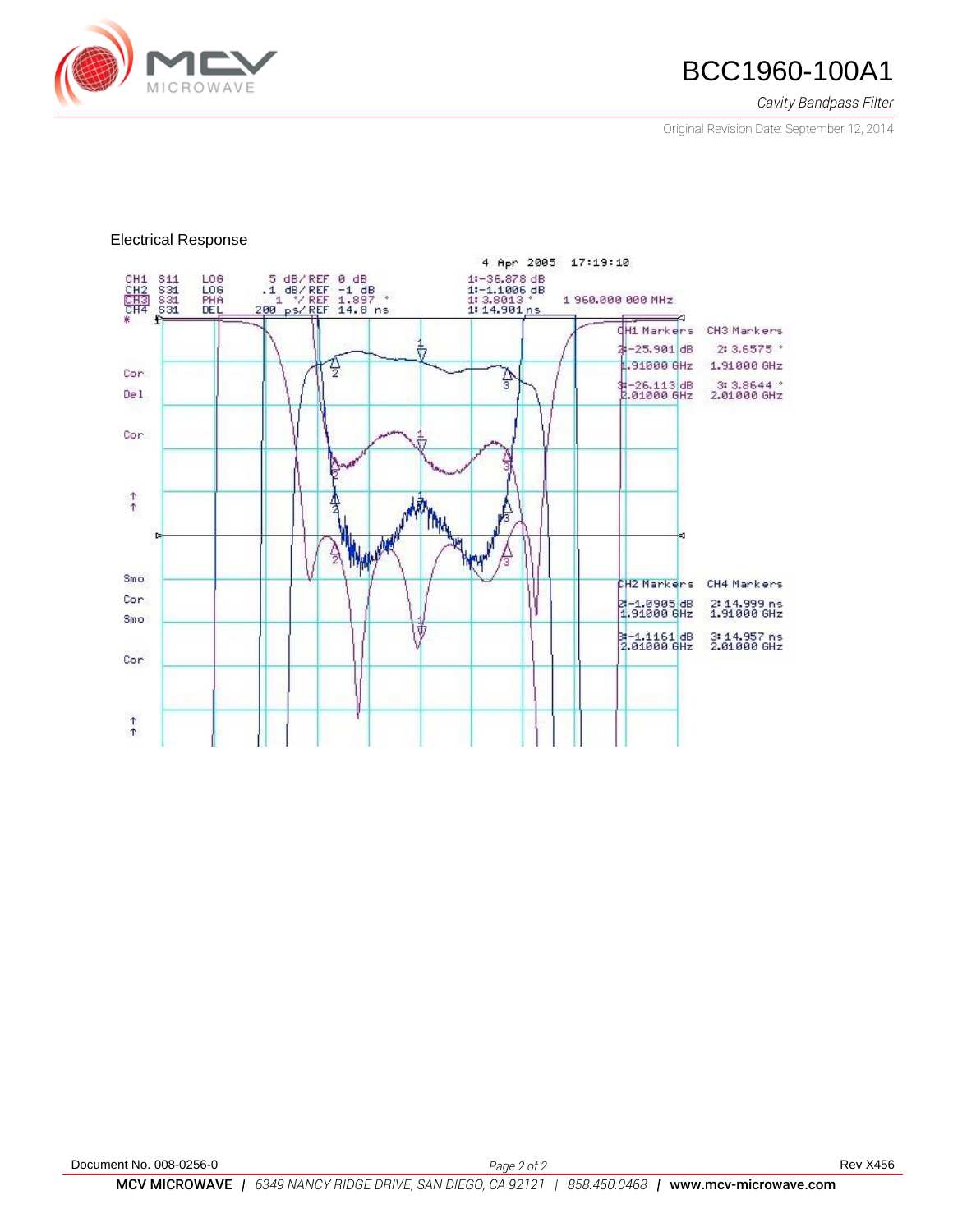# BCC1960-100A1

*Cavity Bandpass Filter*

Original Revision Date: September 12, 2014

## Electrical Response

4 Apr 2005 17:19:10

CH1 S11 LOG 5 dB/ REF 0 dB
CH2 S31 LOG .1 dB/ REF -1 dB
CH3 S31 PHA 1 °/ REF 1.897 °
CH4 S31 DEL 200 ps/ REF 14.8 ns

1:-36.878 dB
1:-1.1006 dB
1: 3.8013 °
1: 14.901 ns

1 960.000 000 MHz

CH1 Markers
2:-25.901 dB
1.91000 GHz
3:-26.113 dB
2.01000 GHz

CH3 Markers
2: 3.6575 °
1.91000 GHz
3: 3.8644 °
2.01000 GHz

CH2 Markers
2:-1.0905 dB
1.91000 GHz
3:-1.1161 dB
2.01000 GHz

CH4 Markers
2: 14.999 ns
1.91000 GHz
3: 14.957 ns
2.01000 GHz

Cor
Del
Cor
Smo
Cor
Smo
Cor

Document No. 008-0256-0

Rev X456

**MCV MICROWAVE** | *6349 NANCY RIDGE DRIVE, SAN DIEGO, CA 92121* | *858.450.0468* | **www.mcv-microwave.com**